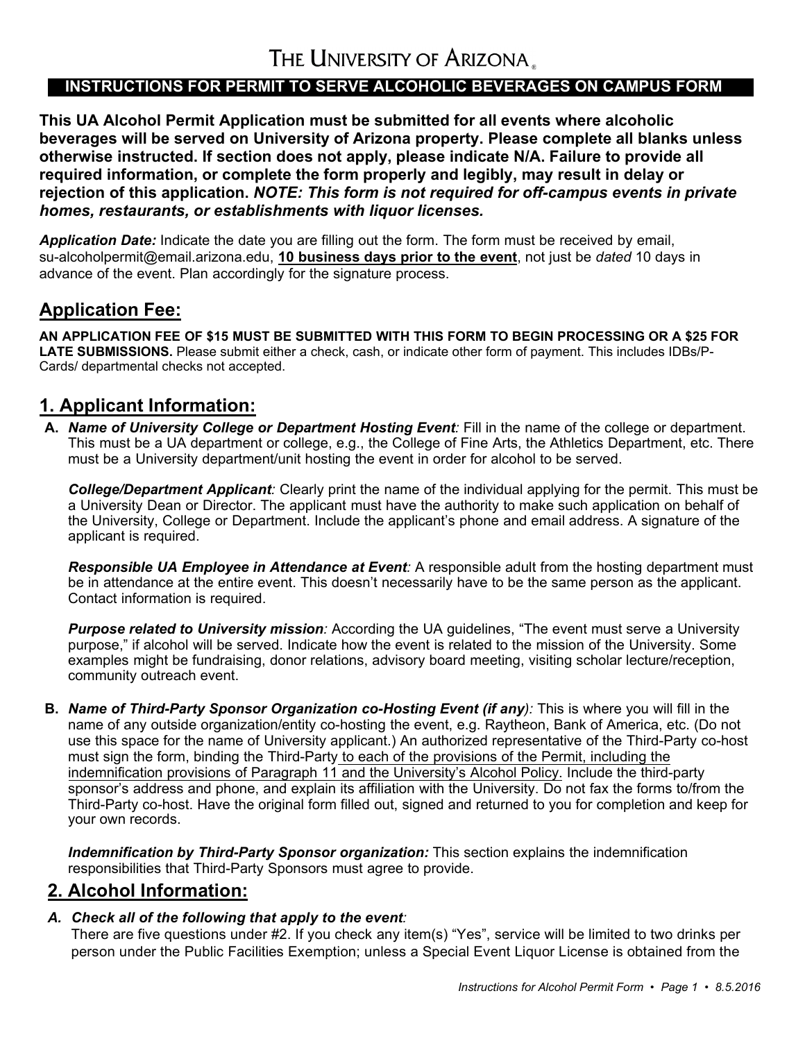# The University of Arizona

## INSTRUCTIONS FOR PERMIT TO SERVE ALCOHOLIC BEVERAGES ON CAMPUS FORM

**This UA Alcohol Permit Application must be submitted for all events where alcoholic beverages will be served on University of Arizona property. Please complete all blanks unless otherwise instructed. If section does not apply, please indicate N/A. Failure to provide all required information, or complete the form properly and legibly, may result in delay or rejection of this application. *NOTE: This form is not required for off-campus events in private homes, restaurants, or establishments with liquor licenses.***

***Application Date:*** Indicate the date you are filling out the form. The form must be received by email, su-alcoholpermit@email.arizona.edu, **10 business days prior to the event**, not just be *dated* 10 days in advance of the event. Plan accordingly for the signature process.

## Application Fee:

**AN APPLICATION FEE OF $15 MUST BE SUBMITTED WITH THIS FORM TO BEGIN PROCESSING OR A $25 FOR LATE SUBMISSIONS.** Please submit either a check, cash, or indicate other form of payment. This includes IDBs/P-Cards/ departmental checks not accepted.

## 1. Applicant Information:

**A.** ***Name of University College or Department Hosting Event:*** Fill in the name of the college or department. This must be a UA department or college, e.g., the College of Fine Arts, the Athletics Department, etc. There must be a University department/unit hosting the event in order for alcohol to be served.

***College/Department Applicant:*** Clearly print the name of the individual applying for the permit. This must be a University Dean or Director. The applicant must have the authority to make such application on behalf of the University, College or Department. Include the applicant's phone and email address. A signature of the applicant is required.

***Responsible UA Employee in Attendance at Event:*** A responsible adult from the hosting department must be in attendance at the entire event. This doesn't necessarily have to be the same person as the applicant. Contact information is required.

***Purpose related to University mission:*** According the UA guidelines, "The event must serve a University purpose," if alcohol will be served. Indicate how the event is related to the mission of the University. Some examples might be fundraising, donor relations, advisory board meeting, visiting scholar lecture/reception, community outreach event.

**B.** ***Name of Third-Party Sponsor Organization co-Hosting Event (if any):*** This is where you will fill in the name of any outside organization/entity co-hosting the event, e.g. Raytheon, Bank of America, etc. (Do not use this space for the name of University applicant.) An authorized representative of the Third-Party co-host must sign the form, binding the Third-Party to each of the provisions of the Permit, including the indemnification provisions of Paragraph 11 and the University's Alcohol Policy. Include the third-party sponsor's address and phone, and explain its affiliation with the University. Do not fax the forms to/from the Third-Party co-host. Have the original form filled out, signed and returned to you for completion and keep for your own records.

***Indemnification by Third-Party Sponsor organization:*** This section explains the indemnification responsibilities that Third-Party Sponsors must agree to provide.

## 2. Alcohol Information:

***A. Check all of the following that apply to the event:***

There are five questions under #2. If you check any item(s) "Yes", service will be limited to two drinks per person under the Public Facilities Exemption; unless a Special Event Liquor License is obtained from the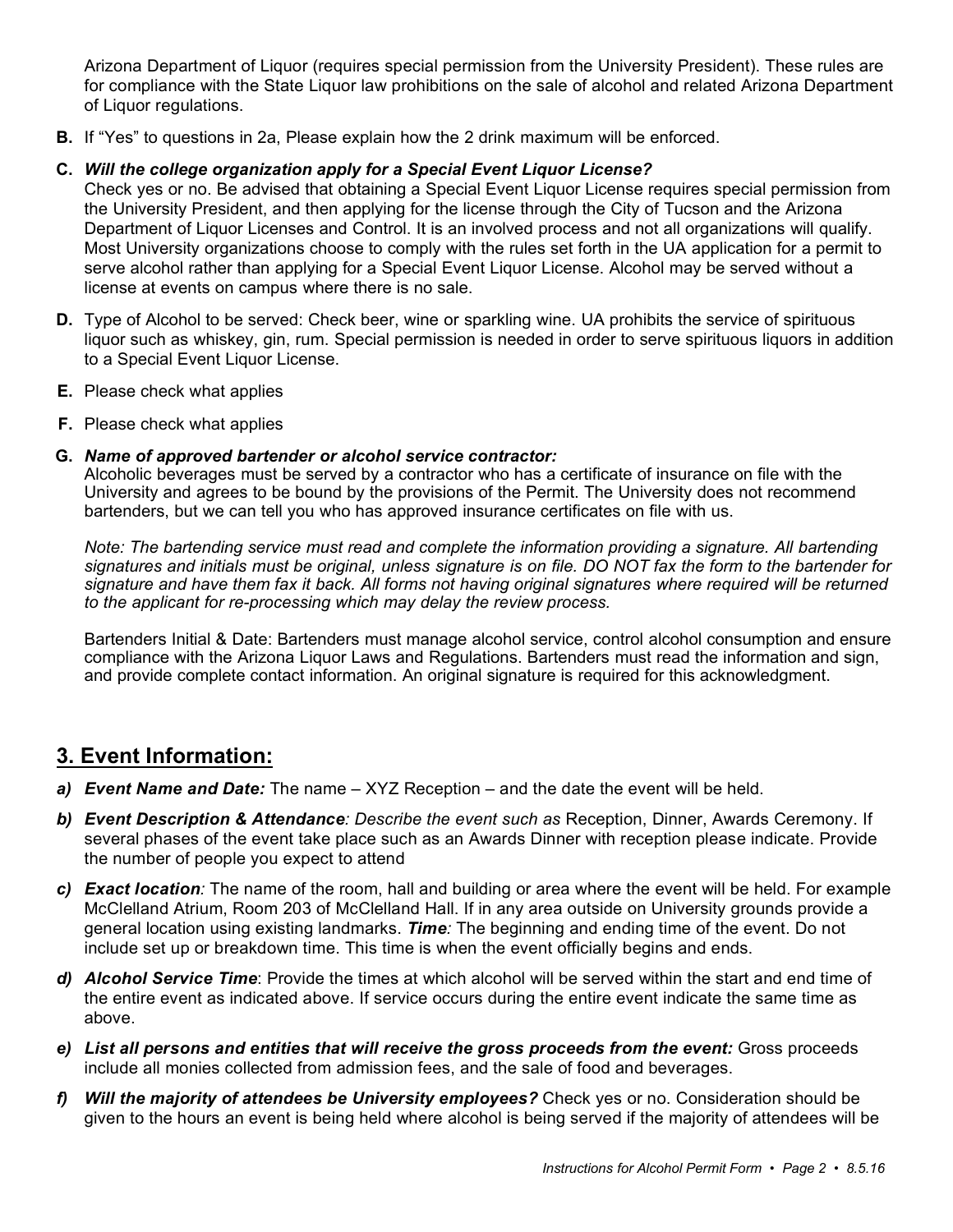Arizona Department of Liquor (requires special permission from the University President). These rules are for compliance with the State Liquor law prohibitions on the sale of alcohol and related Arizona Department of Liquor regulations.

**B.** If "Yes" to questions in 2a, Please explain how the 2 drink maximum will be enforced.

**C.** ***Will the college organization apply for a Special Event Liquor License?***
Check yes or no. Be advised that obtaining a Special Event Liquor License requires special permission from the University President, and then applying for the license through the City of Tucson and the Arizona Department of Liquor Licenses and Control. It is an involved process and not all organizations will qualify. Most University organizations choose to comply with the rules set forth in the UA application for a permit to serve alcohol rather than applying for a Special Event Liquor License. Alcohol may be served without a license at events on campus where there is no sale.

**D.** Type of Alcohol to be served: Check beer, wine or sparkling wine. UA prohibits the service of spirituous liquor such as whiskey, gin, rum. Special permission is needed in order to serve spirituous liquors in addition to a Special Event Liquor License.

**E.** Please check what applies

**F.** Please check what applies

**G.** ***Name of approved bartender or alcohol service contractor:***
Alcoholic beverages must be served by a contractor who has a certificate of insurance on file with the University and agrees to be bound by the provisions of the Permit. The University does not recommend bartenders, but we can tell you who has approved insurance certificates on file with us.

*Note: The bartending service must read and complete the information providing a signature. All bartending signatures and initials must be original, unless signature is on file. DO NOT fax the form to the bartender for signature and have them fax it back. All forms not having original signatures where required will be returned to the applicant for re-processing which may delay the review process.*

Bartenders Initial & Date: Bartenders must manage alcohol service, control alcohol consumption and ensure compliance with the Arizona Liquor Laws and Regulations. Bartenders must read the information and sign, and provide complete contact information. An original signature is required for this acknowledgment.

## 3. Event Information:

***a) Event Name and Date:*** The name – XYZ Reception – and the date the event will be held.

***b) Event Description & Attendance****: Describe the event such as* Reception, Dinner, Awards Ceremony. If several phases of the event take place such as an Awards Dinner with reception please indicate. Provide the number of people you expect to attend

***c) Exact location****:* The name of the room, hall and building or area where the event will be held. For example McClelland Atrium, Room 203 of McClelland Hall. If in any area outside on University grounds provide a general location using existing landmarks. ***Time****:* The beginning and ending time of the event. Do not include set up or breakdown time. This time is when the event officially begins and ends.

***d) Alcohol Service Time***: Provide the times at which alcohol will be served within the start and end time of the entire event as indicated above. If service occurs during the entire event indicate the same time as above.

***e) List all persons and entities that will receive the gross proceeds from the event:*** Gross proceeds include all monies collected from admission fees, and the sale of food and beverages.

***f) Will the majority of attendees be University employees?*** Check yes or no. Consideration should be given to the hours an event is being held where alcohol is being served if the majority of attendees will be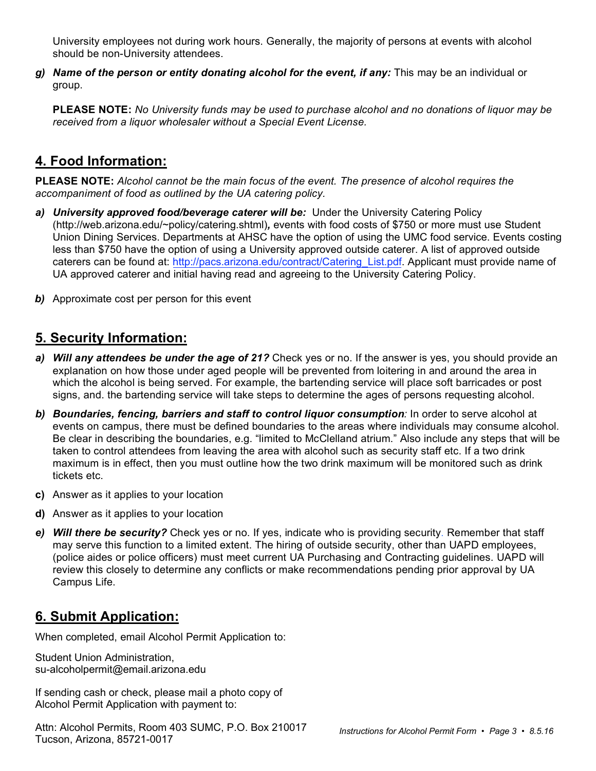University employees not during work hours. Generally, the majority of persons at events with alcohol should be non-University attendees.

g) ***Name of the person or entity donating alcohol for the event, if any:*** This may be an individual or group.

   **PLEASE NOTE:** *No University funds may be used to purchase alcohol and no donations of liquor may be received from a liquor wholesaler without a Special Event License.*

## 4. Food Information:

**PLEASE NOTE:** *Alcohol cannot be the main focus of the event. The presence of alcohol requires the accompaniment of food as outlined by the UA catering policy.*

a) ***University approved food/beverage caterer will be:*** Under the University Catering Policy (http://web.arizona.edu/~policy/catering.shtml), events with food costs of $750 or more must use Student Union Dining Services. Departments at AHSC have the option of using the UMC food service. Events costing less than $750 have the option of using a University approved outside caterer. A list of approved outside caterers can be found at: [http://pacs.arizona.edu/contract/Catering_List.pdf](http://pacs.arizona.edu/contract/Catering_List.pdf). Applicant must provide name of UA approved caterer and initial having read and agreeing to the University Catering Policy.

b) Approximate cost per person for this event

## 5. Security Information:

a) ***Will any attendees be under the age of 21?*** Check yes or no. If the answer is yes, you should provide an explanation on how those under aged people will be prevented from loitering in and around the area in which the alcohol is being served. For example, the bartending service will place soft barricades or post signs, and. the bartending service will take steps to determine the ages of persons requesting alcohol.

b) ***Boundaries, fencing, barriers and staff to control liquor consumption****:* In order to serve alcohol at events on campus, there must be defined boundaries to the areas where individuals may consume alcohol. Be clear in describing the boundaries, e.g. "limited to McClelland atrium." Also include any steps that will be taken to control attendees from leaving the area with alcohol such as security staff etc. If a two drink maximum is in effect, then you must outline how the two drink maximum will be monitored such as drink tickets etc.

c) Answer as it applies to your location

d) Answer as it applies to your location

e) ***Will there be security?*** Check yes or no. If yes, indicate who is providing security. Remember that staff may serve this function to a limited extent. The hiring of outside security, other than UAPD employees, (police aides or police officers) must meet current UA Purchasing and Contracting guidelines. UAPD will review this closely to determine any conflicts or make recommendations pending prior approval by UA Campus Life.

## 6. Submit Application:

When completed, email Alcohol Permit Application to:

Student Union Administration,
su-alcoholpermit@email.arizona.edu

If sending cash or check, please mail a photo copy of
Alcohol Permit Application with payment to:

Attn: Alcohol Permits, Room 403 SUMC, P.O. Box 210017
Tucson, Arizona, 85721-0017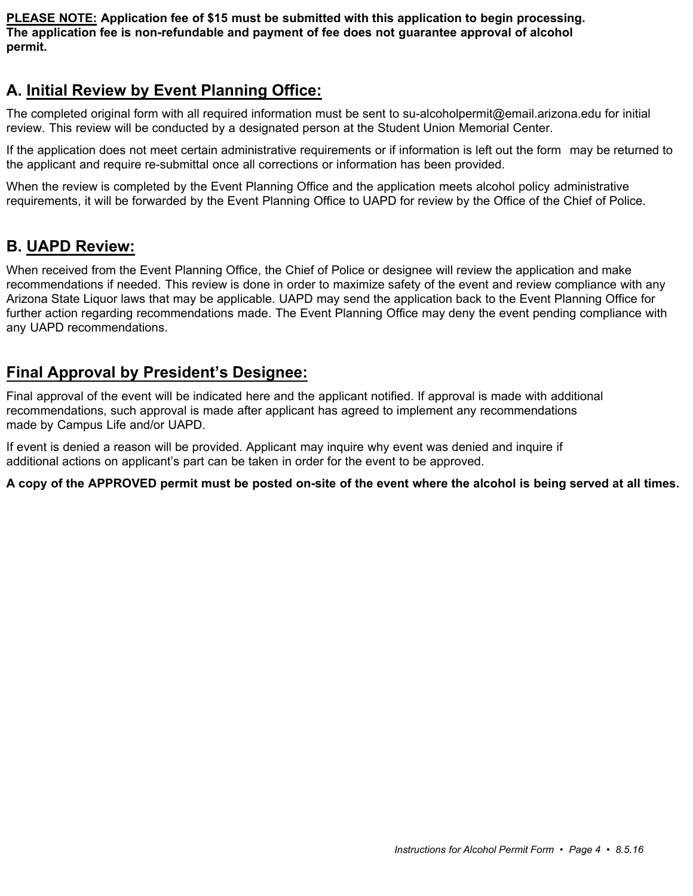**PLEASE NOTE: Application fee of $15 must be submitted with this application to begin processing. The application fee is non-refundable and payment of fee does not guarantee approval of alcohol permit.**

## A. Initial Review by Event Planning Office:

The completed original form with all required information must be sent to su-alcoholpermit@email.arizona.edu for initial review. This review will be conducted by a designated person at the Student Union Memorial Center.

If the application does not meet certain administrative requirements or if information is left out the form may be returned to the applicant and require re-submittal once all corrections or information has been provided.

When the review is completed by the Event Planning Office and the application meets alcohol policy administrative requirements, it will be forwarded by the Event Planning Office to UAPD for review by the Office of the Chief of Police.

## B. UAPD Review:

When received from the Event Planning Office, the Chief of Police or designee will review the application and make recommendations if needed. This review is done in order to maximize safety of the event and review compliance with any Arizona State Liquor laws that may be applicable. UAPD may send the application back to the Event Planning Office for further action regarding recommendations made. The Event Planning Office may deny the event pending compliance with any UAPD recommendations.

## Final Approval by President's Designee:

Final approval of the event will be indicated here and the applicant notified. If approval is made with additional recommendations, such approval is made after applicant has agreed to implement any recommendations made by Campus Life and/or UAPD.

If event is denied a reason will be provided. Applicant may inquire why event was denied and inquire if additional actions on applicant's part can be taken in order for the event to be approved.

**A copy of the APPROVED permit must be posted on-site of the event where the alcohol is being served at all times.**